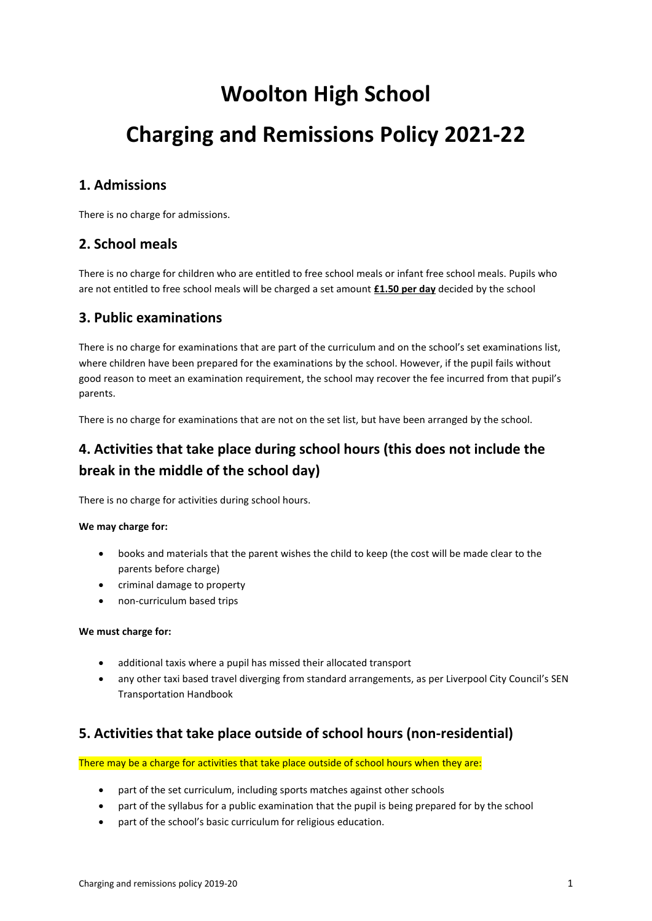# Woolton High School

# Charging and Remissions Policy 2021-22

## 1. Admissions

There is no charge for admissions.

## 2. School meals

There is no charge for children who are entitled to free school meals or infant free school meals. Pupils who are not entitled to free school meals will be charged a set amount **£1.50 per day** decided by the school

## 3. Public examinations

There is no charge for examinations that are part of the curriculum and on the school's set examinations list, where children have been prepared for the examinations by the school. However, if the pupil fails without good reason to meet an examination requirement, the school may recover the fee incurred from that pupil's parents.

There is no charge for examinations that are not on the set list, but have been arranged by the school.

## 4. Activities that take place during school hours (this does not include the break in the middle of the school day)

There is no charge for activities during school hours.

**We may charge for:**

- books and materials that the parent wishes the child to keep (the cost will be made clear to the parents before charge)
- criminal damage to property
- non-curriculum based trips

**We must charge for:**

- additional taxis where a pupil has missed their allocated transport
- any other taxi based travel diverging from standard arrangements, as per Liverpool City Council's SEN Transportation Handbook

## 5. Activities that take place outside of school hours (non-residential)

There may be a charge for activities that take place outside of school hours when they are:

- part of the set curriculum, including sports matches against other schools
- part of the syllabus for a public examination that the pupil is being prepared for by the school
- part of the school's basic curriculum for religious education.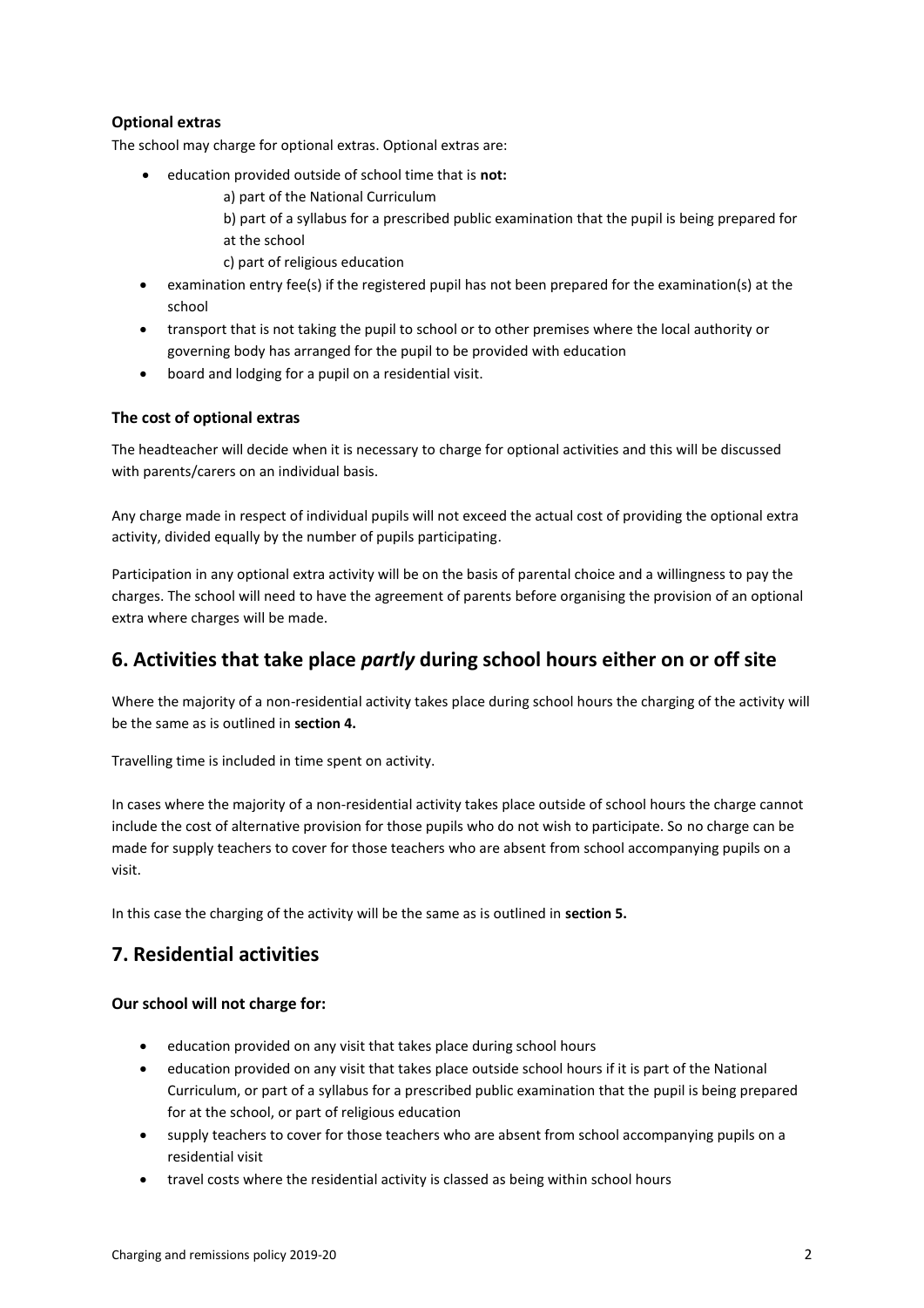### Optional extras

The school may charge for optional extras. Optional extras are:

- education provided outside of school time that is **not:**
  - a) part of the National Curriculum
  - b) part of a syllabus for a prescribed public examination that the pupil is being prepared for at the school
  - c) part of religious education
- examination entry fee(s) if the registered pupil has not been prepared for the examination(s) at the school
- transport that is not taking the pupil to school or to other premises where the local authority or governing body has arranged for the pupil to be provided with education
- board and lodging for a pupil on a residential visit.

### The cost of optional extras

The headteacher will decide when it is necessary to charge for optional activities and this will be discussed with parents/carers on an individual basis.

Any charge made in respect of individual pupils will not exceed the actual cost of providing the optional extra activity, divided equally by the number of pupils participating.

Participation in any optional extra activity will be on the basis of parental choice and a willingness to pay the charges. The school will need to have the agreement of parents before organising the provision of an optional extra where charges will be made.

## 6. Activities that take place *partly* during school hours either on or off site

Where the majority of a non-residential activity takes place during school hours the charging of the activity will be the same as is outlined in **section 4.**

Travelling time is included in time spent on activity.

In cases where the majority of a non-residential activity takes place outside of school hours the charge cannot include the cost of alternative provision for those pupils who do not wish to participate. So no charge can be made for supply teachers to cover for those teachers who are absent from school accompanying pupils on a visit.

In this case the charging of the activity will be the same as is outlined in **section 5.**

## 7. Residential activities

### Our school will not charge for:

- education provided on any visit that takes place during school hours
- education provided on any visit that takes place outside school hours if it is part of the National Curriculum, or part of a syllabus for a prescribed public examination that the pupil is being prepared for at the school, or part of religious education
- supply teachers to cover for those teachers who are absent from school accompanying pupils on a residential visit
- travel costs where the residential activity is classed as being within school hours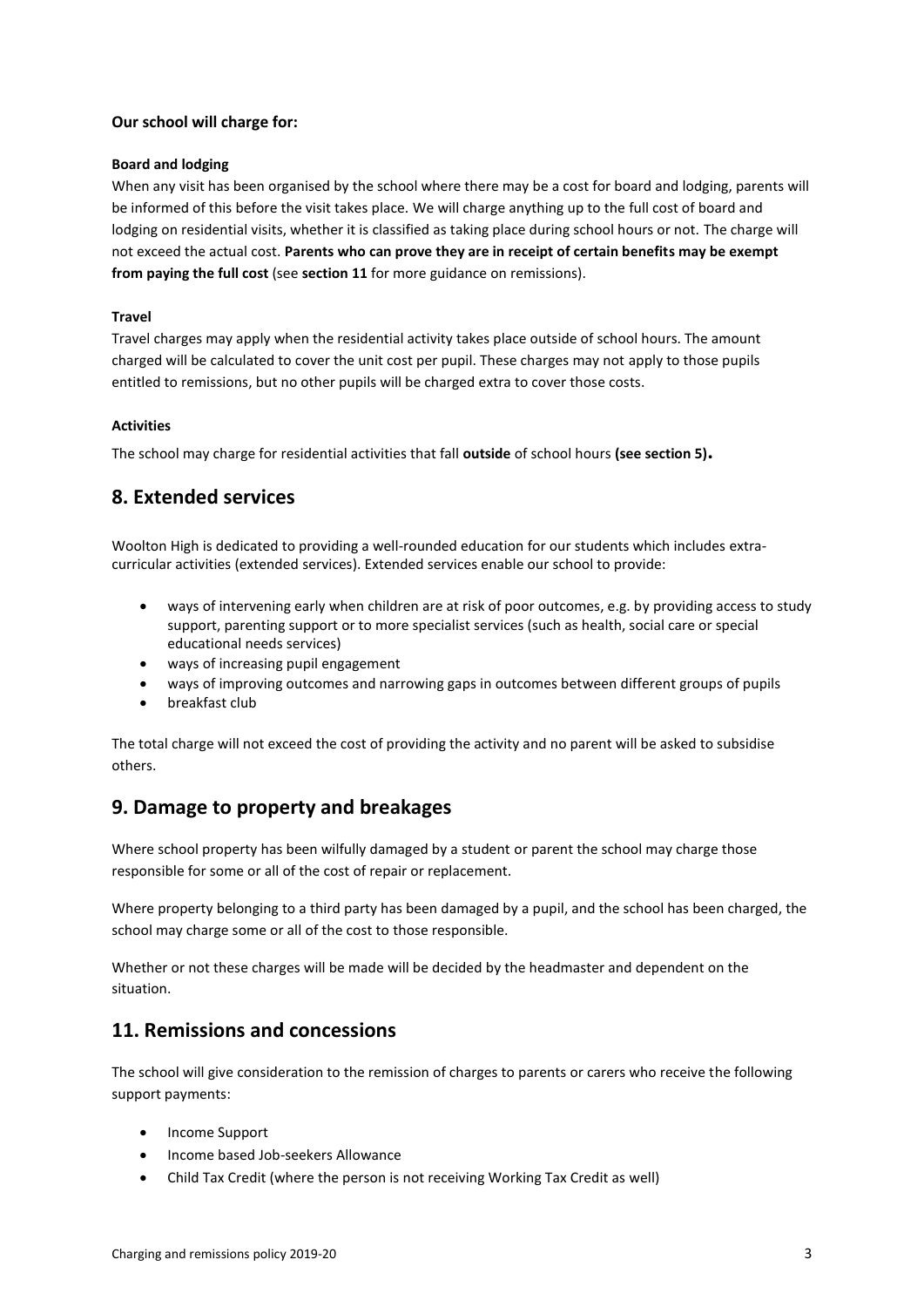**Our school will charge for:**

**Board and lodging**

When any visit has been organised by the school where there may be a cost for board and lodging, parents will be informed of this before the visit takes place. We will charge anything up to the full cost of board and lodging on residential visits, whether it is classified as taking place during school hours or not. The charge will not exceed the actual cost. **Parents who can prove they are in receipt of certain benefits may be exempt from paying the full cost** (see **section 11** for more guidance on remissions).

**Travel**

Travel charges may apply when the residential activity takes place outside of school hours. The amount charged will be calculated to cover the unit cost per pupil. These charges may not apply to those pupils entitled to remissions, but no other pupils will be charged extra to cover those costs.

**Activities**

The school may charge for residential activities that fall **outside** of school hours **(see section 5).**

## 8. Extended services

Woolton High is dedicated to providing a well-rounded education for our students which includes extra-curricular activities (extended services). Extended services enable our school to provide:

- ways of intervening early when children are at risk of poor outcomes, e.g. by providing access to study support, parenting support or to more specialist services (such as health, social care or special educational needs services)
- ways of increasing pupil engagement
- ways of improving outcomes and narrowing gaps in outcomes between different groups of pupils
- breakfast club

The total charge will not exceed the cost of providing the activity and no parent will be asked to subsidise others.

## 9. Damage to property and breakages

Where school property has been wilfully damaged by a student or parent the school may charge those responsible for some or all of the cost of repair or replacement.

Where property belonging to a third party has been damaged by a pupil, and the school has been charged, the school may charge some or all of the cost to those responsible.

Whether or not these charges will be made will be decided by the headmaster and dependent on the situation.

## 11. Remissions and concessions

The school will give consideration to the remission of charges to parents or carers who receive the following support payments:

- Income Support
- Income based Job-seekers Allowance
- Child Tax Credit (where the person is not receiving Working Tax Credit as well)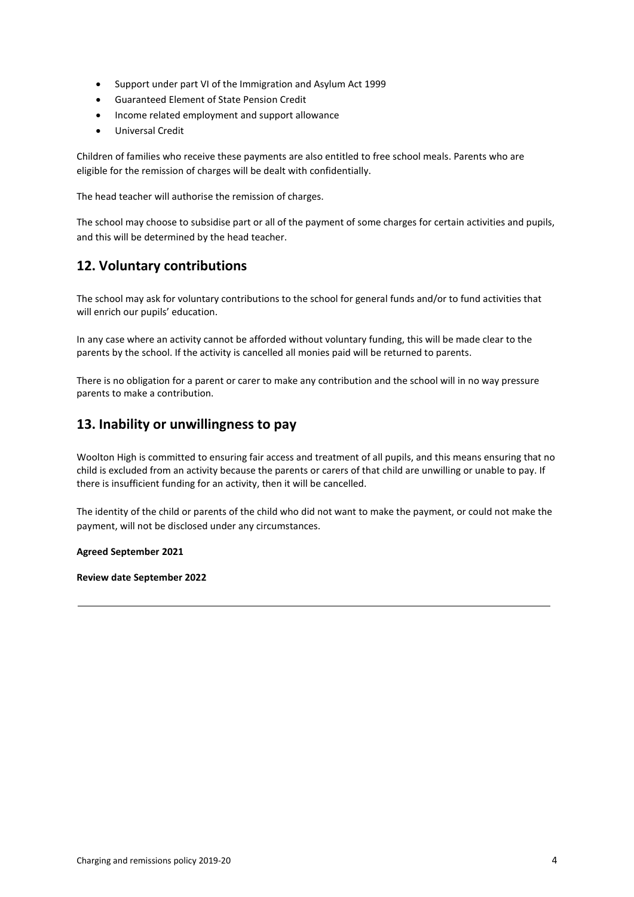- Support under part VI of the Immigration and Asylum Act 1999
- Guaranteed Element of State Pension Credit
- Income related employment and support allowance
- Universal Credit

Children of families who receive these payments are also entitled to free school meals. Parents who are eligible for the remission of charges will be dealt with confidentially.

The head teacher will authorise the remission of charges.

The school may choose to subsidise part or all of the payment of some charges for certain activities and pupils, and this will be determined by the head teacher.

## 12. Voluntary contributions

The school may ask for voluntary contributions to the school for general funds and/or to fund activities that will enrich our pupils' education.

In any case where an activity cannot be afforded without voluntary funding, this will be made clear to the parents by the school. If the activity is cancelled all monies paid will be returned to parents.

There is no obligation for a parent or carer to make any contribution and the school will in no way pressure parents to make a contribution.

## 13. Inability or unwillingness to pay

Woolton High is committed to ensuring fair access and treatment of all pupils, and this means ensuring that no child is excluded from an activity because the parents or carers of that child are unwilling or unable to pay. If there is insufficient funding for an activity, then it will be cancelled.

The identity of the child or parents of the child who did not want to make the payment, or could not make the payment, will not be disclosed under any circumstances.

**Agreed September 2021**

**Review date September 2022**